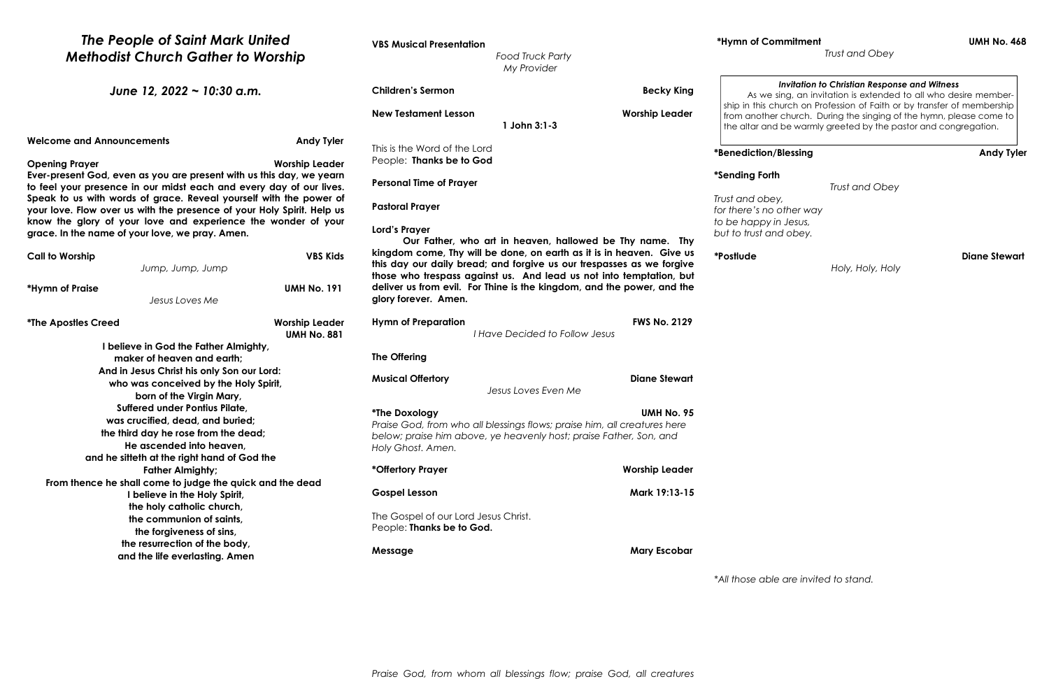# *The People of Saint Mark United Methodist Church Gather to Worship*

## *June 12, 2022 ~ 10:30 a.m.*

**Welcome and Announcements** — **Andy Tyler**

**Opening Prayer** — **Worship Leader**

**Ever-present God, even as you are present with us this day, we yearn to feel your presence in our midst each and every day of our lives. Speak to us with words of grace. Reveal yourself with the power of your love. Flow over us with the presence of your Holy Spirit. Help us know the glory of your love and experience the wonder of your grace. In the name of your love, we pray. Amen.**

**Call to Worship** — **VBS Kids**

*Jump, Jump, Jump*

**\*Hymn of Praise** — **UMH No. 191**

*Jesus Loves Me*

**\*The Apostles Creed** — **Worship Leader** — **UMH No. 881**

**I believe in God the Father Almighty,**
**maker of heaven and earth;**
**And in Jesus Christ his only Son our Lord:**
**who was conceived by the Holy Spirit,**
**born of the Virgin Mary,**
**Suffered under Pontius Pilate,**
**was crucified, dead, and buried;**
**the third day he rose from the dead;**
**He ascended into heaven,**
**and he sitteth at the right hand of God the**
**Father Almighty;**
**From thence he shall come to judge the quick and the dead**
**I believe in the Holy Spirit,**
**the holy catholic church,**
**the communion of saints,**
**the forgiveness of sins,**
**the resurrection of the body,**
**and the life everlasting. Amen**

**VBS Musical Presentation**

*Food Truck Party*
*My Provider*

**Children's Sermon** — **Becky King**

**New Testament Lesson** — **Worship Leader**

**1 John 3:1-3**

This is the Word of the Lord
People: **Thanks be to God**

**Personal Time of Prayer**

**Pastoral Prayer**

**Lord's Prayer**

**Our Father, who art in heaven, hallowed be Thy name. Thy kingdom come, Thy will be done, on earth as it is in heaven. Give us this day our daily bread; and forgive us our trespasses as we forgive those who trespass against us. And lead us not into temptation, but deliver us from evil. For Thine is the kingdom, and the power, and the glory forever. Amen.**

**Hymn of Preparation** — **FWS No. 2129**

*I Have Decided to Follow Jesus*

**The Offering**

**Musical Offertory** — **Diane Stewart**

*Jesus Loves Even Me*

**\*The Doxology** — **UMH No. 95**

*Praise God, from who all blessings flows; praise him, all creatures here below; praise him above, ye heavenly host; praise Father, Son, and Holy Ghost. Amen.*

**\*Offertory Prayer** — **Worship Leader**

**Gospel Lesson** — **Mark 19:13-15**

The Gospel of our Lord Jesus Christ.
People: **Thanks be to God.**

**Message** — **Mary Escobar**

**\*Hymn of Commitment** — **UMH No. 468**

*Trust and Obey*

> ***Invitation to Christian Response and Witness***
> As we sing, an invitation is extended to all who desire membership in this church on Profession of Faith or by transfer of membership from another church. During the singing of the hymn, please come to the altar and be warmly greeted by the pastor and congregation.

**\*Benediction/Blessing** — **Andy Tyler**

**\*Sending Forth**

*Trust and Obey*

*Trust and obey,*
*for there's no other way*
*to be happy in Jesus,*
*but to trust and obey.*

**\*Postlude** — **Diane Stewart**

*Holy, Holy, Holy*

*\*All those able are invited to stand.*

*Praise God, from whom all blessings flow; praise God, all creatures*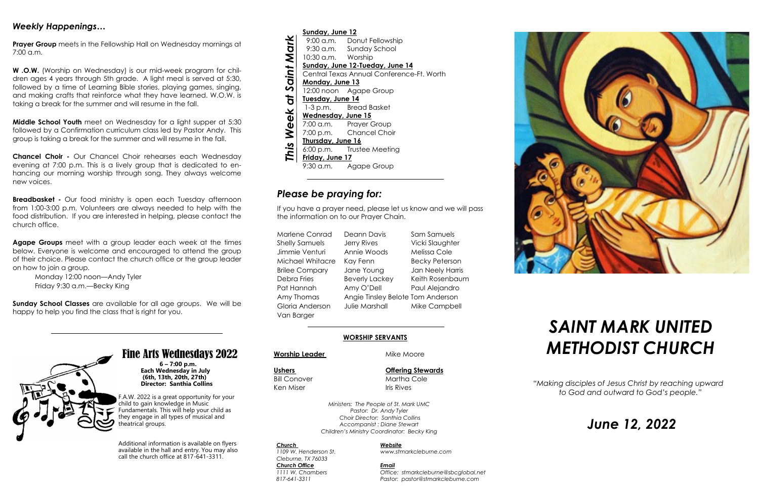## *Weekly Happenings…*

**Prayer Group** meets in the Fellowship Hall on Wednesday mornings at 7:00 a.m.

**W .O.W.** (Worship on Wednesday) is our mid-week program for children ages 4 years through 5th grade. A light meal is served at 5:30, followed by a time of Learning Bible stories, playing games, singing, and making crafts that reinforce what they have learned. W.O.W. is taking a break for the summer and will resume in the fall.

**Middle School Youth** meet on Wednesday for a light supper at 5:30 followed by a Confirmation curriculum class led by Pastor Andy. This group is taking a break for the summer and will resume in the fall.

**Chancel Choir -** Our Chancel Choir rehearses each Wednesday evening at 7:00 p.m. This is a lively group that is dedicated to enhancing our morning worship through song. They always welcome new voices.

**Breadbasket -** Our food ministry is open each Tuesday afternoon from 1:00-3:00 p.m. Volunteers are always needed to help with the food distribution. If you are interested in helping, please contact the church office.

**Agape Groups** meet with a group leader each week at the times below. Everyone is welcome and encouraged to attend the group of their choice. Please contact the church office or the group leader on how to join a group.

Monday 12:00 noon—Andy Tyler
Friday 9:30 a.m.—Becky King

**Sunday School Classes** are available for all age groups. We will be happy to help you find the class that is right for you.

---

## Fine Arts Wednesdays 2022

**6 – 7:00 p.m.**
**Each Wednesday in July**
**(6th, 13th, 20th, 27th)**
**Director: Santhia Collins**

F.A.W. 2022 is a great opportunity for your child to gain knowledge in Music Fundamentals. This will help your child as they engage in all types of musical and theatrical groups.

Additional information is available on flyers available in the hall and entry. You may also call the church office at 817-641-3311.

## *This Week at Saint Mark*

**Sunday, June 12**
9:00 a.m. Donut Fellowship
9:30 a.m. Sunday School
10:30 a.m. Worship

**Sunday, June 12-Tueday, June 14**
Central Texas Annual Conference-Ft. Worth

**Monday, June 13**
12:00 noon Agape Group

**Tuesday, June 14**
1-3 p.m. Bread Basket

**Wednesday, June 15**
7:00 a.m. Prayer Group
7:00 p.m. Chancel Choir

**Thursday, June 16**
6:00 p.m. Trustee Meeting

**Friday, June 17**
9:30 a.m. Agape Group

---

## *Please be praying for:*

If you have a prayer need, please let us know and we will pass the information on to our Prayer Chain.

| | | |
|---|---|---|
| Marlene Conrad | Deann Davis | Sam Samuels |
| Shelly Samuels | Jerry Rives | Vicki Slaughter |
| Jimmie Venturi | Annie Woods | Melissa Cole |
| Michael Whitacre | Kay Fenn | Becky Peterson |
| Brilee Company | Jane Young | Jan Neely Harris |
| Debra Fries | Beverly Lackey | Keith Rosenbaum |
| Pat Hannah | Amy O'Dell | Paul Alejandro |
| Amy Thomas | Angie Tinsley Belote | Tom Anderson |
| Gloria Anderson | Julie Marshall | Mike Campbell |
| Van Barger | | |

---

### WORSHIP SERVANTS

**Worship Leader** Mike Moore

**Ushers**
Bill Conover
Ken Miser

**Offering Stewards**
Martha Cole
Iris Rives

*Ministers: The People of St. Mark UMC*
*Pastor: Dr. Andy Tyler*
*Choir Director: Santhia Collins*
*Accompanist : Diane Stewart*
*Children's Ministry Coordinator: Becky King*

***Church***
*1109 W. Henderson St.*
*Cleburne, TX 76033*

***Church Office***
*1111 W. Chambers*
*817-641-3311*

***Website***
*www.stmarkcleburne.com*

***Email***
*Office: stmarkcleburne@sbcglobal.net*
*Pastor: pastor@stmarkcleburne.com*

# *SAINT MARK UNITED METHODIST CHURCH*

*"Making disciples of Jesus Christ by reaching upward to God and outward to God's people."*

## *June 12, 2022*